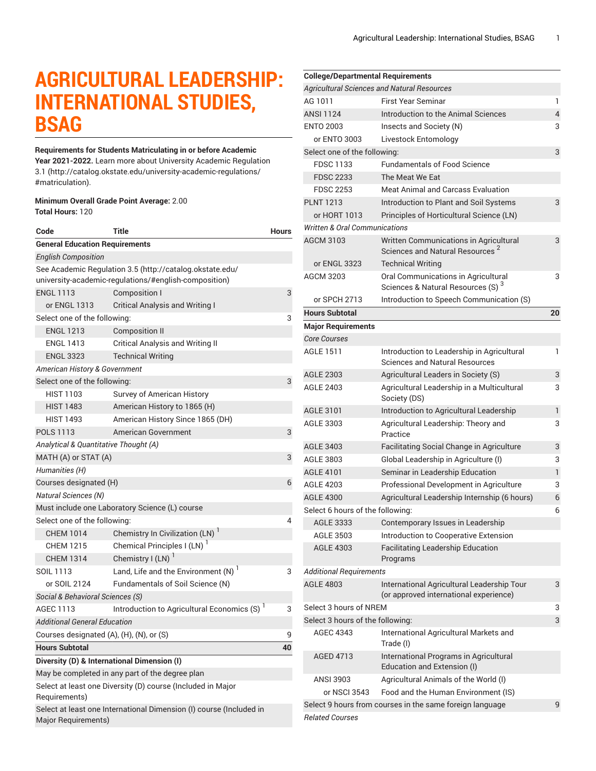# AGRICULTURAL LEADERSHIP: INTERNATIONAL STUDIES, BSAG

**Requirements for Students Matriculating in or before Academic Year 2021-2022.** Learn more about University Academic Regulation 3.1 (http://catalog.okstate.edu/university-academic-regulations/#matriculation).

**Minimum Overall Grade Point Average:** 2.00
**Total Hours:** 120

| Code | Title | Hours |
|---|---|---|
| **General Education Requirements** | | |
| *English Composition* | | |
| See Academic Regulation 3.5 (http://catalog.okstate.edu/university-academic-regulations/#english-composition) | | |
| ENGL 1113 | Composition I | 3 |
| or ENGL 1313 | Critical Analysis and Writing I | |
| Select one of the following: | | 3 |
| ENGL 1213 | Composition II | |
| ENGL 1413 | Critical Analysis and Writing II | |
| ENGL 3323 | Technical Writing | |
| *American History & Government* | | |
| Select one of the following: | | 3 |
| HIST 1103 | Survey of American History | |
| HIST 1483 | American History to 1865 (H) | |
| HIST 1493 | American History Since 1865 (DH) | |
| POLS 1113 | American Government | 3 |
| *Analytical & Quantitative Thought (A)* | | |
| MATH (A) or STAT (A) | | 3 |
| *Humanities (H)* | | |
| Courses designated (H) | | 6 |
| *Natural Sciences (N)* | | |
| Must include one Laboratory Science (L) course | | |
| Select one of the following: | | 4 |
| CHEM 1014 | Chemistry In Civilization (LN) [1] | |
| CHEM 1215 | Chemical Principles I (LN) [1] | |
| CHEM 1314 | Chemistry I (LN) [1] | |
| SOIL 1113 | Land, Life and the Environment (N) [1] | 3 |
| or SOIL 2124 | Fundamentals of Soil Science (N) | |
| *Social & Behavioral Sciences (S)* | | |
| AGEC 1113 | Introduction to Agricultural Economics (S) [1] | 3 |
| *Additional General Education* | | |
| Courses designated (A), (H), (N), or (S) | | 9 |
| **Hours Subtotal** | | **40** |
| **Diversity (D) & International Dimension (I)** | | |
| May be completed in any part of the degree plan | | |
| Select at least one Diversity (D) course (Included in Major Requirements) | | |
| Select at least one International Dimension (I) course (Included in Major Requirements) | | |
| **College/Departmental Requirements** | | |
| *Agricultural Sciences and Natural Resources* | | |
| AG 1011 | First Year Seminar | 1 |
| ANSI 1124 | Introduction to the Animal Sciences | 4 |
| ENTO 2003 | Insects and Society (N) | 3 |
| or ENTO 3003 | Livestock Entomology | |
| Select one of the following: | | 3 |
| FDSC 1133 | Fundamentals of Food Science | |
| FDSC 2233 | The Meat We Eat | |
| FDSC 2253 | Meat Animal and Carcass Evaluation | |
| PLNT 1213 | Introduction to Plant and Soil Systems | 3 |
| or HORT 1013 | Principles of Horticultural Science (LN) | |
| *Written & Oral Communications* | | |
| AGCM 3103 | Written Communications in Agricultural Sciences and Natural Resources [2] | 3 |
| or ENGL 3323 | Technical Writing | |
| AGCM 3203 | Oral Communications in Agricultural Sciences & Natural Resources (S) [3] | 3 |
| or SPCH 2713 | Introduction to Speech Communication (S) | |
| **Hours Subtotal** | | **20** |
| **Major Requirements** | | |
| *Core Courses* | | |
| AGLE 1511 | Introduction to Leadership in Agricultural Sciences and Natural Resources | 1 |
| AGLE 2303 | Agricultural Leaders in Society (S) | 3 |
| AGLE 2403 | Agricultural Leadership in a Multicultural Society (DS) | 3 |
| AGLE 3101 | Introduction to Agricultural Leadership | 1 |
| AGLE 3303 | Agricultural Leadership: Theory and Practice | 3 |
| AGLE 3403 | Facilitating Social Change in Agriculture | 3 |
| AGLE 3803 | Global Leadership in Agriculture (I) | 3 |
| AGLE 4101 | Seminar in Leadership Education | 1 |
| AGLE 4203 | Professional Development in Agriculture | 3 |
| AGLE 4300 | Agricultural Leadership Internship (6 hours) | 6 |
| Select 6 hours of the following: | | 6 |
| AGLE 3333 | Contemporary Issues in Leadership | |
| AGLE 3503 | Introduction to Cooperative Extension | |
| AGLE 4303 | Facilitating Leadership Education Programs | |
| *Additional Requirements* | | |
| AGLE 4803 | International Agricultural Leadership Tour (or approved international experience) | 3 |
| Select 3 hours of NREM | | 3 |
| Select 3 hours of the following: | | 3 |
| AGEC 4343 | International Agricultural Markets and Trade (I) | |
| AGED 4713 | International Programs in Agricultural Education and Extension (I) | |
| ANSI 3903 | Agricultural Animals of the World (I) | |
| or NSCI 3543 | Food and the Human Environment (IS) | |
| Select 9 hours from courses in the same foreign language | | 9 |
| *Related Courses* | | |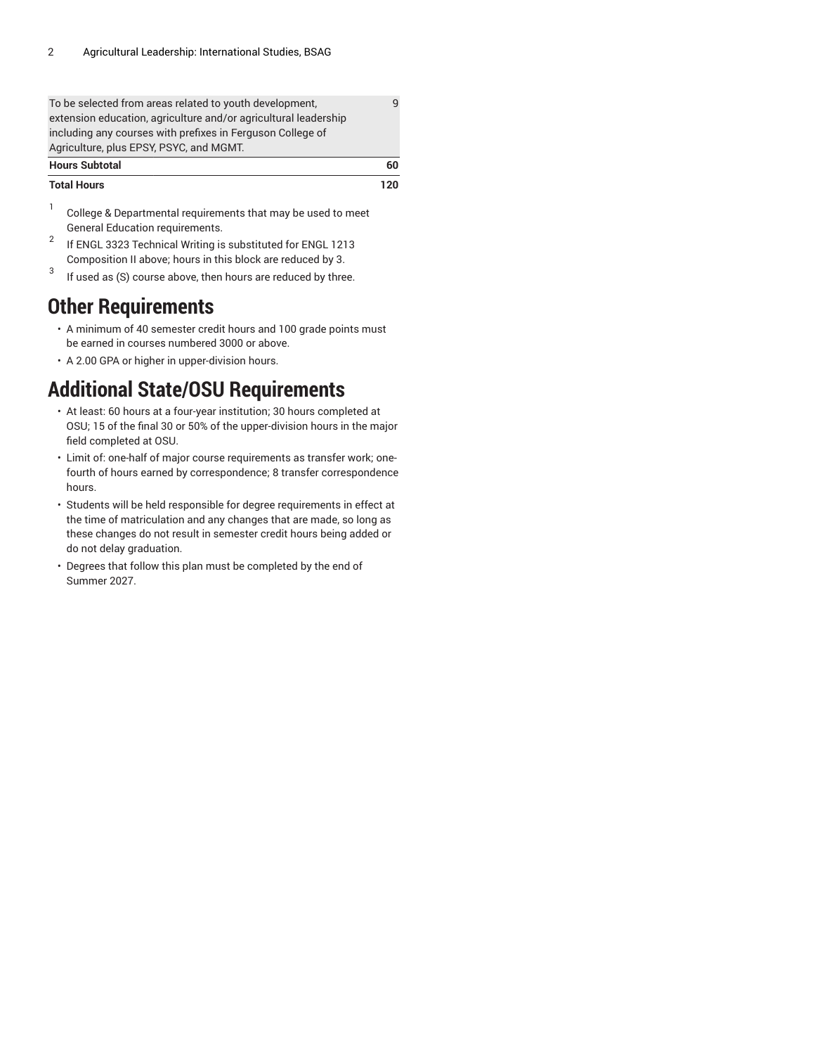| | |
|---|---|
| To be selected from areas related to youth development, extension education, agriculture and/or agricultural leadership including any courses with prefixes in Ferguson College of Agriculture, plus EPSY, PSYC, and MGMT. | 9 |
| **Hours Subtotal** | **60** |
| **Total Hours** | **120** |

[1] College & Departmental requirements that may be used to meet General Education requirements.

[2] If ENGL 3323 Technical Writing is substituted for ENGL 1213 Composition II above; hours in this block are reduced by 3.

[3] If used as (S) course above, then hours are reduced by three.

## Other Requirements

- A minimum of 40 semester credit hours and 100 grade points must be earned in courses numbered 3000 or above.
- A 2.00 GPA or higher in upper-division hours.

## Additional State/OSU Requirements

- At least: 60 hours at a four-year institution; 30 hours completed at OSU; 15 of the final 30 or 50% of the upper-division hours in the major field completed at OSU.
- Limit of: one-half of major course requirements as transfer work; one-fourth of hours earned by correspondence; 8 transfer correspondence hours.
- Students will be held responsible for degree requirements in effect at the time of matriculation and any changes that are made, so long as these changes do not result in semester credit hours being added or do not delay graduation.
- Degrees that follow this plan must be completed by the end of Summer 2027.